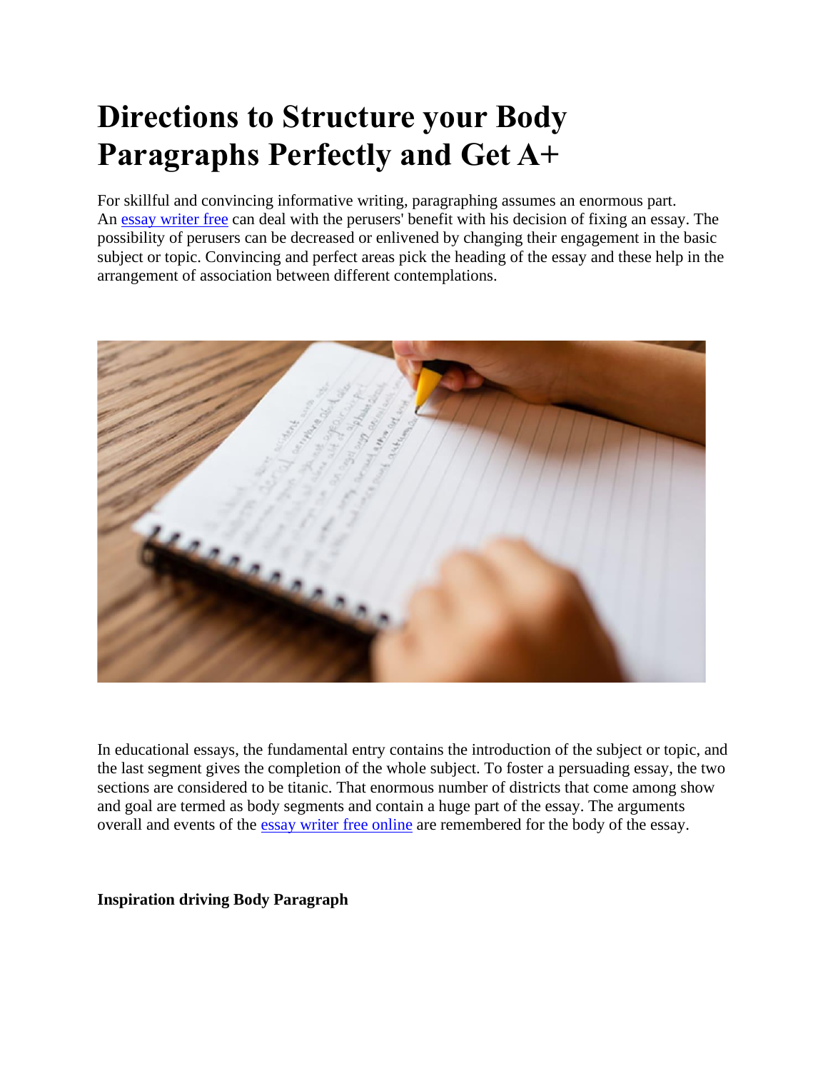# Directions to Structure your Body Paragraphs Perfectly and Get A+

For skillful and convincing informative writing, paragraphing assumes an enormous part. An [essay writer free](essay writer free) can deal with the perusers' benefit with his decision of fixing an essay. The possibility of perusers can be decreased or enlivened by changing their engagement in the basic subject or topic. Convincing and perfect areas pick the heading of the essay and these help in the arrangement of association between different contemplations.

In educational essays, the fundamental entry contains the introduction of the subject or topic, and the last segment gives the completion of the whole subject. To foster a persuading essay, the two sections are considered to be titanic. That enormous number of districts that come among show and goal are termed as body segments and contain a huge part of the essay. The arguments overall and events of the [essay writer free online](essay writer free online) are remembered for the body of the essay.

**Inspiration driving Body Paragraph**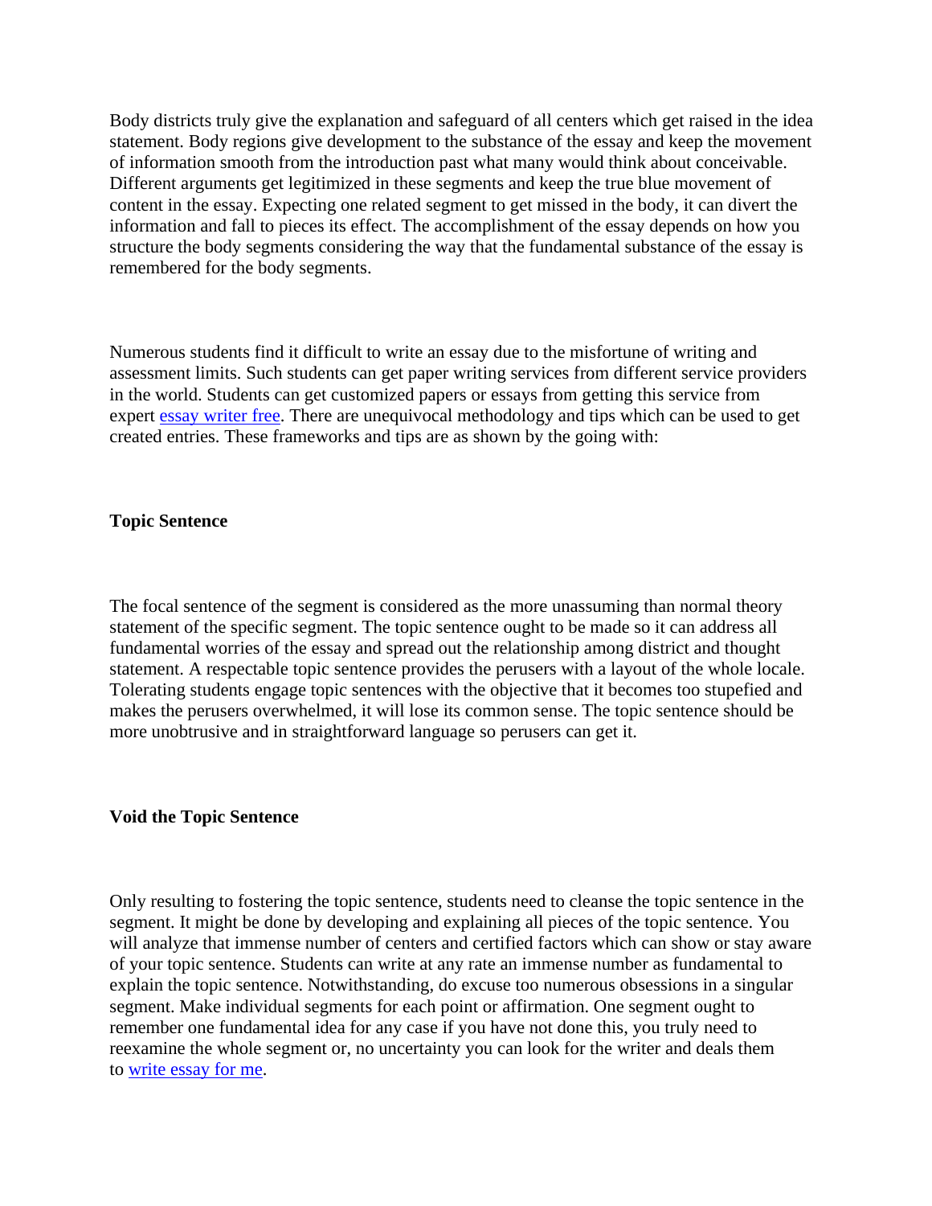Body districts truly give the explanation and safeguard of all centers which get raised in the idea statement. Body regions give development to the substance of the essay and keep the movement of information smooth from the introduction past what many would think about conceivable. Different arguments get legitimized in these segments and keep the true blue movement of content in the essay. Expecting one related segment to get missed in the body, it can divert the information and fall to pieces its effect. The accomplishment of the essay depends on how you structure the body segments considering the way that the fundamental substance of the essay is remembered for the body segments.

Numerous students find it difficult to write an essay due to the misfortune of writing and assessment limits. Such students can get paper writing services from different service providers in the world. Students can get customized papers or essays from getting this service from expert [essay writer free](). There are unequivocal methodology and tips which can be used to get created entries. These frameworks and tips are as shown by the going with:

**Topic Sentence**

The focal sentence of the segment is considered as the more unassuming than normal theory statement of the specific segment. The topic sentence ought to be made so it can address all fundamental worries of the essay and spread out the relationship among district and thought statement. A respectable topic sentence provides the perusers with a layout of the whole locale. Tolerating students engage topic sentences with the objective that it becomes too stupefied and makes the perusers overwhelmed, it will lose its common sense. The topic sentence should be more unobtrusive and in straightforward language so perusers can get it.

**Void the Topic Sentence**

Only resulting to fostering the topic sentence, students need to cleanse the topic sentence in the segment. It might be done by developing and explaining all pieces of the topic sentence. You will analyze that immense number of centers and certified factors which can show or stay aware of your topic sentence. Students can write at any rate an immense number as fundamental to explain the topic sentence. Notwithstanding, do excuse too numerous obsessions in a singular segment. Make individual segments for each point or affirmation. One segment ought to remember one fundamental idea for any case if you have not done this, you truly need to reexamine the whole segment or, no uncertainty you can look for the writer and deals them to [write essay for me]().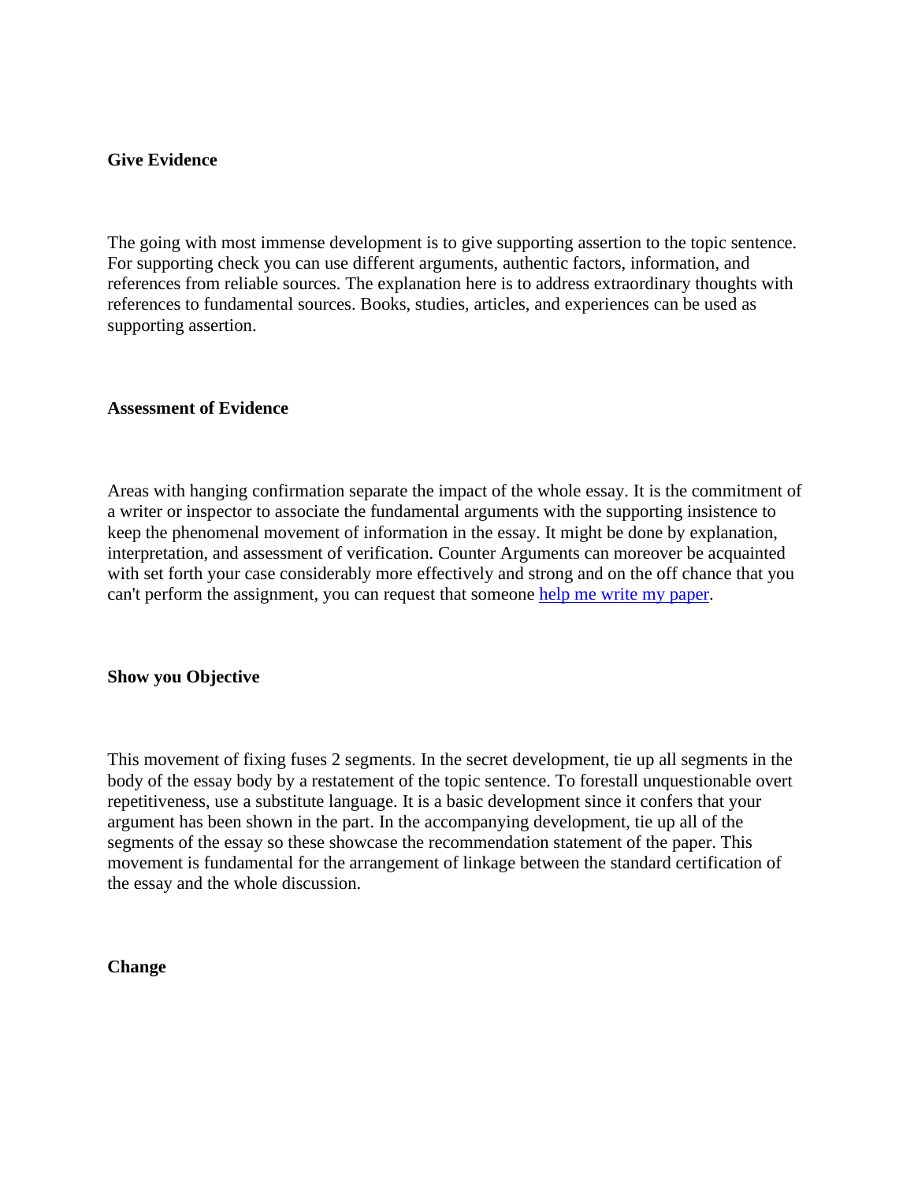**Give Evidence**

The going with most immense development is to give supporting assertion to the topic sentence. For supporting check you can use different arguments, authentic factors, information, and references from reliable sources. The explanation here is to address extraordinary thoughts with references to fundamental sources. Books, studies, articles, and experiences can be used as supporting assertion.

**Assessment of Evidence**

Areas with hanging confirmation separate the impact of the whole essay. It is the commitment of a writer or inspector to associate the fundamental arguments with the supporting insistence to keep the phenomenal movement of information in the essay. It might be done by explanation, interpretation, and assessment of verification. Counter Arguments can moreover be acquainted with set forth your case considerably more effectively and strong and on the off chance that you can't perform the assignment, you can request that someone [help me write my paper](#).

**Show you Objective**

This movement of fixing fuses 2 segments. In the secret development, tie up all segments in the body of the essay body by a restatement of the topic sentence. To forestall unquestionable overt repetitiveness, use a substitute language. It is a basic development since it confers that your argument has been shown in the part. In the accompanying development, tie up all of the segments of the essay so these showcase the recommendation statement of the paper. This movement is fundamental for the arrangement of linkage between the standard certification of the essay and the whole discussion.

**Change**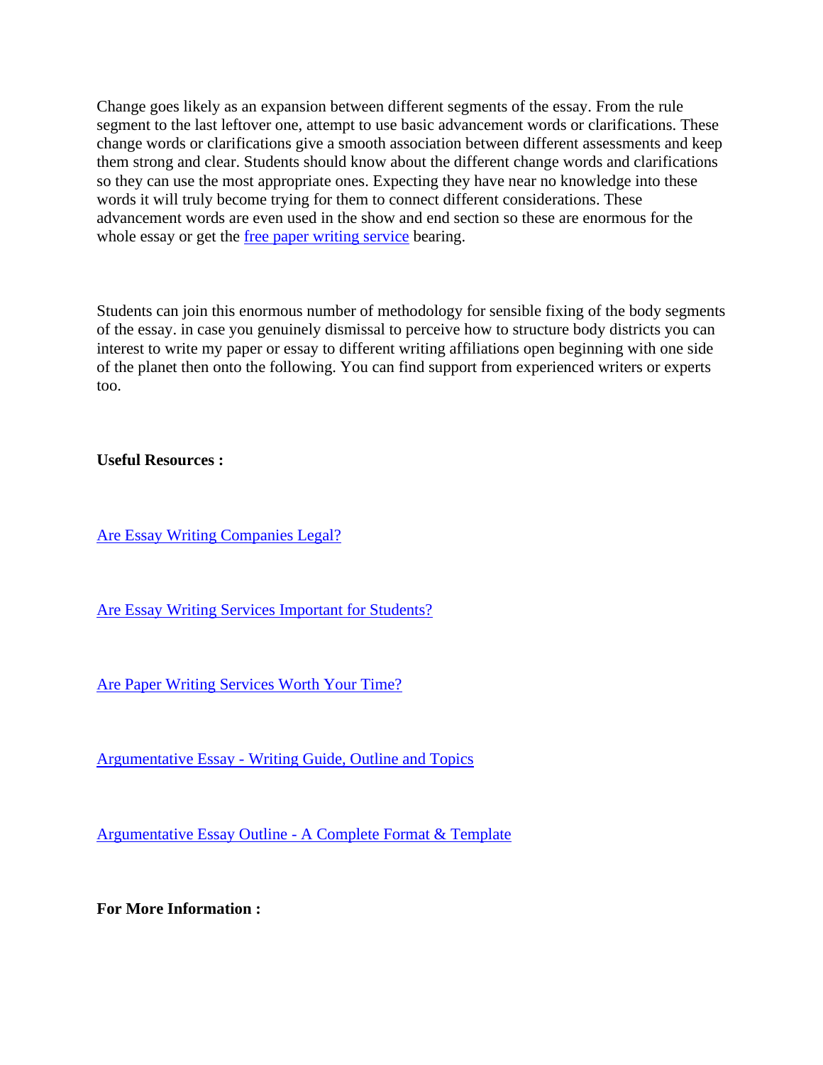Change goes likely as an expansion between different segments of the essay. From the rule segment to the last leftover one, attempt to use basic advancement words or clarifications. These change words or clarifications give a smooth association between different assessments and keep them strong and clear. Students should know about the different change words and clarifications so they can use the most appropriate ones. Expecting they have near no knowledge into these words it will truly become trying for them to connect different considerations. These advancement words are even used in the show and end section so these are enormous for the whole essay or get the free paper writing service bearing.

Students can join this enormous number of methodology for sensible fixing of the body segments of the essay. in case you genuinely dismissal to perceive how to structure body districts you can interest to write my paper or essay to different writing affiliations open beginning with one side of the planet then onto the following. You can find support from experienced writers or experts too.

**Useful Resources :**

Are Essay Writing Companies Legal?

Are Essay Writing Services Important for Students?

Are Paper Writing Services Worth Your Time?

Argumentative Essay - Writing Guide, Outline and Topics

Argumentative Essay Outline - A Complete Format & Template

**For More Information :**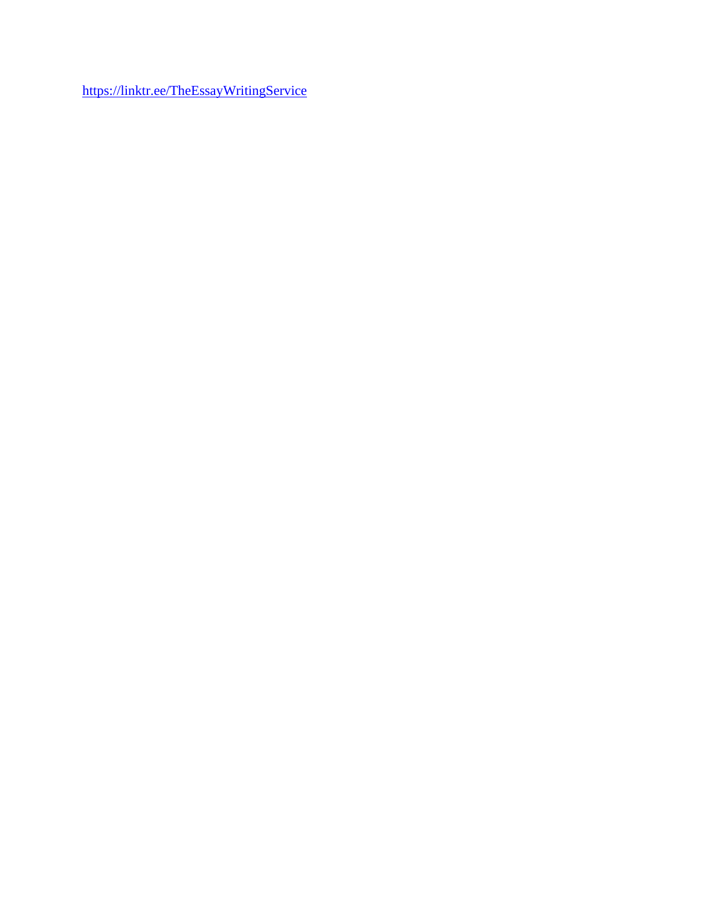https://linktr.ee/TheEssayWritingService